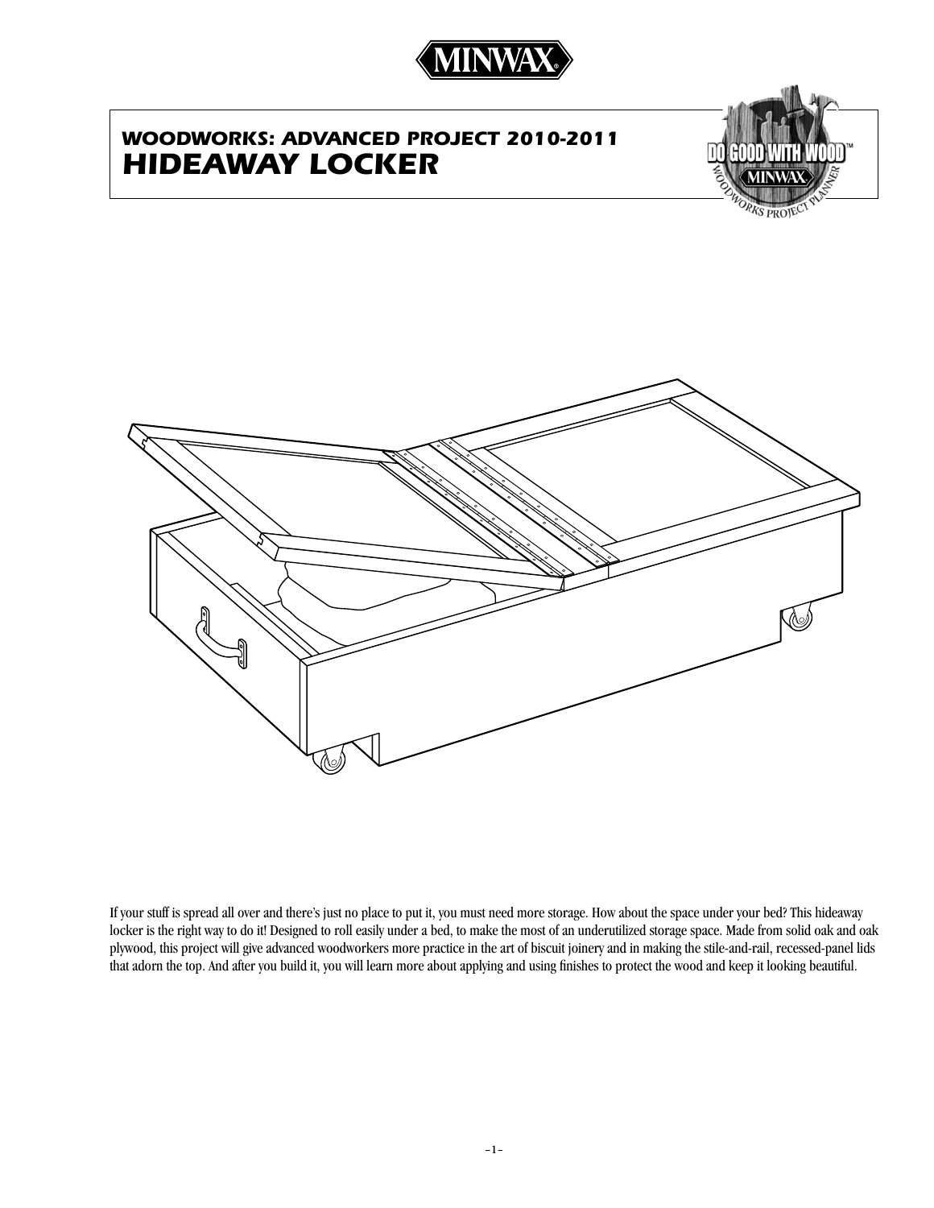# WOODWORKS: ADVANCED PROJECT 2010-2011
# HIDEAWAY LOCKER

If your stuff is spread all over and there's just no place to put it, you must need more storage. How about the space under your bed? This hideaway locker is the right way to do it! Designed to roll easily under a bed, to make the most of an underutilized storage space. Made from solid oak and oak plywood, this project will give advanced woodworkers more practice in the art of biscuit joinery and in making the stile-and-rail, recessed-panel lids that adorn the top. And after you build it, you will learn more about applying and using finishes to protect the wood and keep it looking beautiful.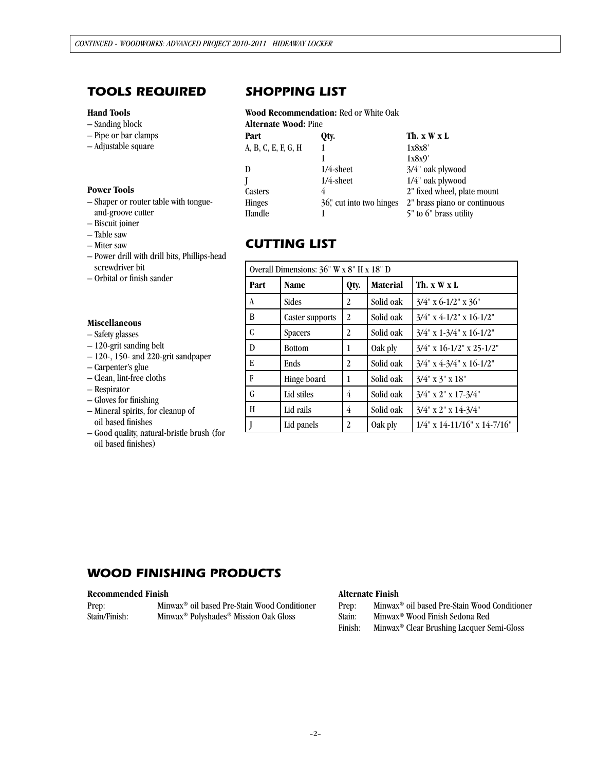## TOOLS REQUIRED

**Hand Tools**

- Sanding block
- Pipe or bar clamps
- Adjustable square

**Power Tools**

- Shaper or router table with tongue-and-groove cutter
- Biscuit joiner
- Table saw
- Miter saw
- Power drill with drill bits, Phillips-head screwdriver bit
- Orbital or finish sander

**Miscellaneous**

- Safety glasses
- 120-grit sanding belt
- 120-, 150- and 220-grit sandpaper
- Carpenter's glue
- Clean, lint-free cloths
- Respirator
- Gloves for finishing
- Mineral spirits, for cleanup of oil based finishes
- Good quality, natural-bristle brush (for oil based finishes)

## SHOPPING LIST

**Wood Recommendation:** Red or White Oak
**Alternate Wood:** Pine

| Part | Qty. | Th. x W x L |
|---|---|---|
| A, B, C, E, F, G, H | 1 | 1x8x8' |
| | 1 | 1x8x9' |
| D | 1/4-sheet | 3/4" oak plywood |
| J | 1/4-sheet | 1/4" oak plywood |
| Casters | 4 | 2" fixed wheel, plate mount |
| Hinges | 36", cut into two hinges | 2" brass piano or continuous |
| Handle | 1 | 5" to 6" brass utility |

## CUTTING LIST

| Overall Dimensions: 36" W x 8" H x 18" D | | | | |
|---|---|---|---|---|
| **Part** | **Name** | **Qty.** | **Material** | **Th. x W x L** |
| A | Sides | 2 | Solid oak | 3/4" x 6-1/2" x 36" |
| B | Caster supports | 2 | Solid oak | 3/4" x 4-1/2" x 16-1/2" |
| C | Spacers | 2 | Solid oak | 3/4" x 1-3/4" x 16-1/2" |
| D | Bottom | 1 | Oak ply | 3/4" x 16-1/2" x 25-1/2" |
| E | Ends | 2 | Solid oak | 3/4" x 4-3/4" x 16-1/2" |
| F | Hinge board | 1 | Solid oak | 3/4" x 3" x 18" |
| G | Lid stiles | 4 | Solid oak | 3/4" x 2" x 17-3/4" |
| H | Lid rails | 4 | Solid oak | 3/4" x 2" x 14-3/4" |
| J | Lid panels | 2 | Oak ply | 1/4" x 14-11/16" x 14-7/16" |

## WOOD FINISHING PRODUCTS

**Recommended Finish**

Prep: Minwax® oil based Pre-Stain Wood Conditioner
Stain/Finish: Minwax® Polyshades® Mission Oak Gloss

**Alternate Finish**

Prep: Minwax® oil based Pre-Stain Wood Conditioner
Stain: Minwax® Wood Finish Sedona Red
Finish: Minwax® Clear Brushing Lacquer Semi-Gloss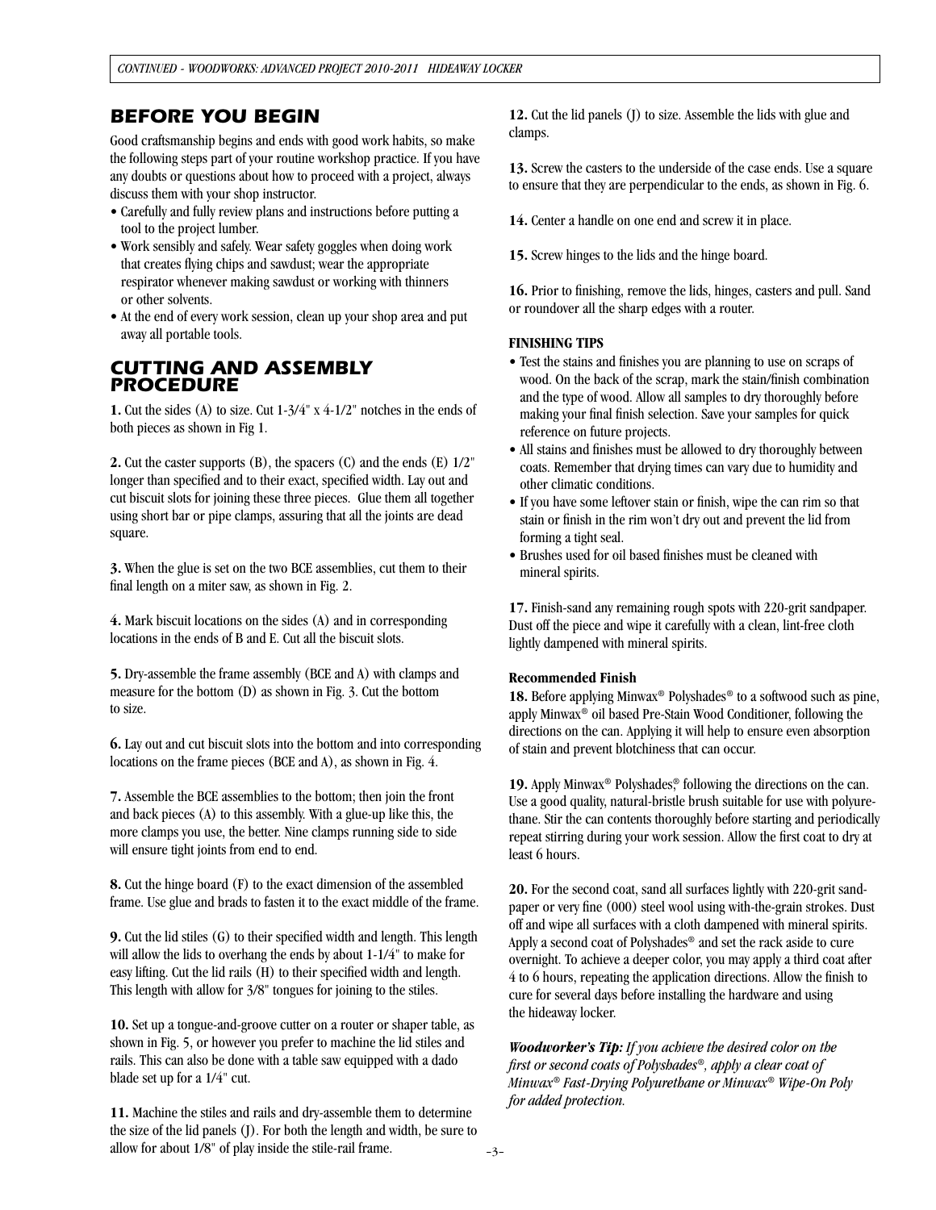## BEFORE YOU BEGIN

Good craftsmanship begins and ends with good work habits, so make the following steps part of your routine workshop practice. If you have any doubts or questions about how to proceed with a project, always discuss them with your shop instructor.

- Carefully and fully review plans and instructions before putting a tool to the project lumber.
- Work sensibly and safely. Wear safety goggles when doing work that creates flying chips and sawdust; wear the appropriate respirator whenever making sawdust or working with thinners or other solvents.
- At the end of every work session, clean up your shop area and put away all portable tools.

## CUTTING AND ASSEMBLY PROCEDURE

**1.** Cut the sides (A) to size. Cut 1-3/4" x 4-1/2" notches in the ends of both pieces as shown in Fig 1.

**2.** Cut the caster supports (B), the spacers (C) and the ends (E) 1/2" longer than specified and to their exact, specified width. Lay out and cut biscuit slots for joining these three pieces. Glue them all together using short bar or pipe clamps, assuring that all the joints are dead square.

**3.** When the glue is set on the two BCE assemblies, cut them to their final length on a miter saw, as shown in Fig. 2.

**4.** Mark biscuit locations on the sides (A) and in corresponding locations in the ends of B and E. Cut all the biscuit slots.

**5.** Dry-assemble the frame assembly (BCE and A) with clamps and measure for the bottom (D) as shown in Fig. 3. Cut the bottom to size.

**6.** Lay out and cut biscuit slots into the bottom and into corresponding locations on the frame pieces (BCE and A), as shown in Fig. 4.

**7.** Assemble the BCE assemblies to the bottom; then join the front and back pieces (A) to this assembly. With a glue-up like this, the more clamps you use, the better. Nine clamps running side to side will ensure tight joints from end to end.

**8.** Cut the hinge board (F) to the exact dimension of the assembled frame. Use glue and brads to fasten it to the exact middle of the frame.

**9.** Cut the lid stiles (G) to their specified width and length. This length will allow the lids to overhang the ends by about 1-1/4" to make for easy lifting. Cut the lid rails (H) to their specified width and length. This length with allow for 3/8" tongues for joining to the stiles.

**10.** Set up a tongue-and-groove cutter on a router or shaper table, as shown in Fig. 5, or however you prefer to machine the lid stiles and rails. This can also be done with a table saw equipped with a dado blade set up for a 1/4" cut.

**11.** Machine the stiles and rails and dry-assemble them to determine the size of the lid panels (J). For both the length and width, be sure to allow for about 1/8" of play inside the stile-rail frame.

**12.** Cut the lid panels (J) to size. Assemble the lids with glue and clamps.

**13.** Screw the casters to the underside of the case ends. Use a square to ensure that they are perpendicular to the ends, as shown in Fig. 6.

**14.** Center a handle on one end and screw it in place.

**15.** Screw hinges to the lids and the hinge board.

**16.** Prior to finishing, remove the lids, hinges, casters and pull. Sand or roundover all the sharp edges with a router.

**FINISHING TIPS**

- Test the stains and finishes you are planning to use on scraps of wood. On the back of the scrap, mark the stain/finish combination and the type of wood. Allow all samples to dry thoroughly before making your final finish selection. Save your samples for quick reference on future projects.
- All stains and finishes must be allowed to dry thoroughly between coats. Remember that drying times can vary due to humidity and other climatic conditions.
- If you have some leftover stain or finish, wipe the can rim so that stain or finish in the rim won't dry out and prevent the lid from forming a tight seal.
- Brushes used for oil based finishes must be cleaned with mineral spirits.

**17.** Finish-sand any remaining rough spots with 220-grit sandpaper. Dust off the piece and wipe it carefully with a clean, lint-free cloth lightly dampened with mineral spirits.

**Recommended Finish**

**18.** Before applying Minwax® Polyshades® to a softwood such as pine, apply Minwax® oil based Pre-Stain Wood Conditioner, following the directions on the can. Applying it will help to ensure even absorption of stain and prevent blotchiness that can occur.

**19.** Apply Minwax® Polyshades®, following the directions on the can. Use a good quality, natural-bristle brush suitable for use with polyurethane. Stir the can contents thoroughly before starting and periodically repeat stirring during your work session. Allow the first coat to dry at least 6 hours.

**20.** For the second coat, sand all surfaces lightly with 220-grit sandpaper or very fine (000) steel wool using with-the-grain strokes. Dust off and wipe all surfaces with a cloth dampened with mineral spirits. Apply a second coat of Polyshades® and set the rack aside to cure overnight. To achieve a deeper color, you may apply a third coat after 4 to 6 hours, repeating the application directions. Allow the finish to cure for several days before installing the hardware and using the hideaway locker.

***Woodworker's Tip:*** *If you achieve the desired color on the first or second coats of Polyshades®, apply a clear coat of Minwax® Fast-Drying Polyurethane or Minwax® Wipe-On Poly for added protection.*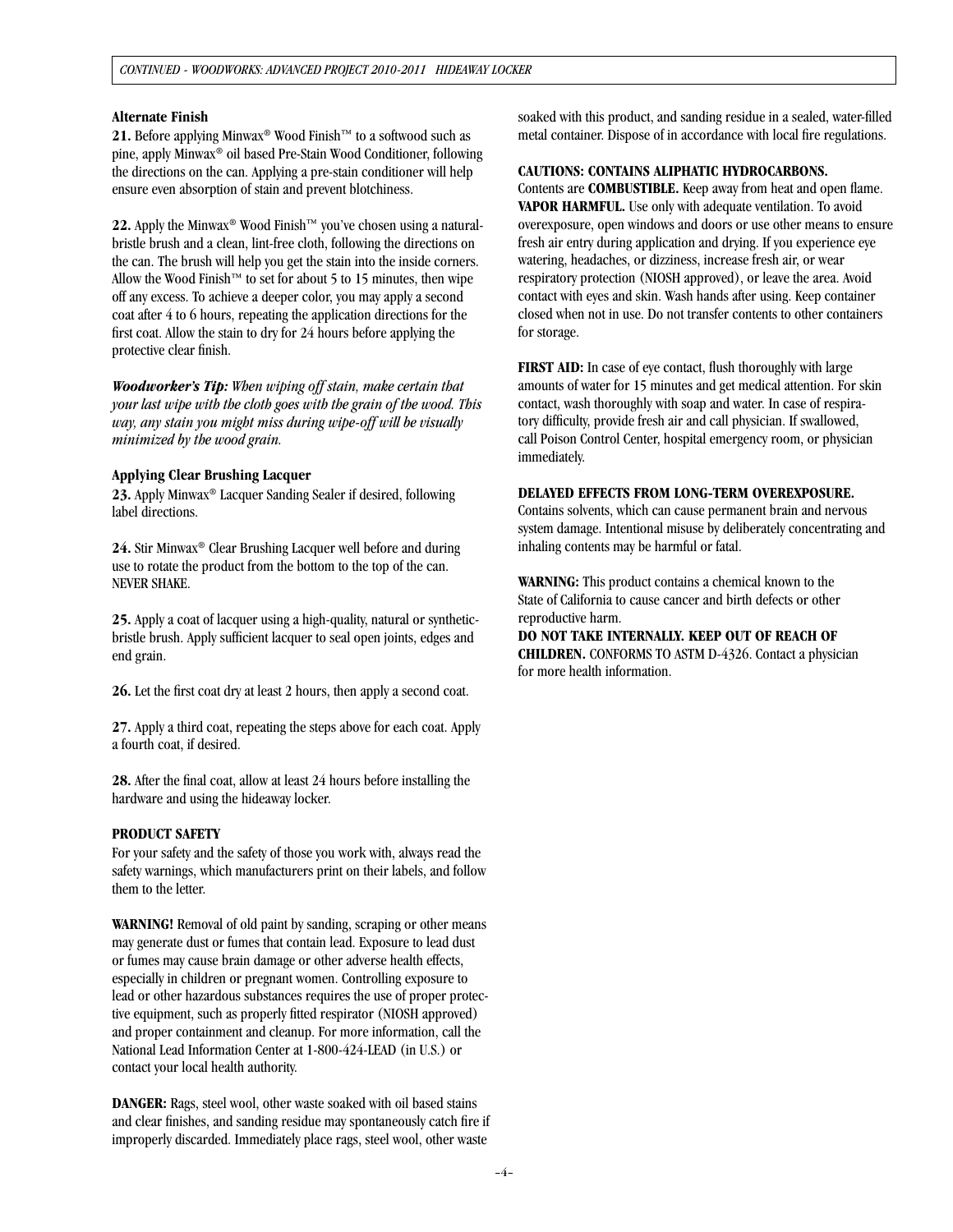### Alternate Finish

**21.** Before applying Minwax® Wood Finish™ to a softwood such as pine, apply Minwax® oil based Pre-Stain Wood Conditioner, following the directions on the can. Applying a pre-stain conditioner will help ensure even absorption of stain and prevent blotchiness.

**22.** Apply the Minwax® Wood Finish™ you've chosen using a natural-bristle brush and a clean, lint-free cloth, following the directions on the can. The brush will help you get the stain into the inside corners. Allow the Wood Finish™ to set for about 5 to 15 minutes, then wipe off any excess. To achieve a deeper color, you may apply a second coat after 4 to 6 hours, repeating the application directions for the first coat. Allow the stain to dry for 24 hours before applying the protective clear finish.

***Woodworker's Tip:*** *When wiping off stain, make certain that your last wipe with the cloth goes with the grain of the wood. This way, any stain you might miss during wipe-off will be visually minimized by the wood grain.*

### Applying Clear Brushing Lacquer

**23.** Apply Minwax® Lacquer Sanding Sealer if desired, following label directions.

**24.** Stir Minwax® Clear Brushing Lacquer well before and during use to rotate the product from the bottom to the top of the can. NEVER SHAKE.

**25.** Apply a coat of lacquer using a high-quality, natural or synthetic-bristle brush. Apply sufficient lacquer to seal open joints, edges and end grain.

**26.** Let the first coat dry at least 2 hours, then apply a second coat.

**27.** Apply a third coat, repeating the steps above for each coat. Apply a fourth coat, if desired.

**28.** After the final coat, allow at least 24 hours before installing the hardware and using the hideaway locker.

### PRODUCT SAFETY

For your safety and the safety of those you work with, always read the safety warnings, which manufacturers print on their labels, and follow them to the letter.

**WARNING!** Removal of old paint by sanding, scraping or other means may generate dust or fumes that contain lead. Exposure to lead dust or fumes may cause brain damage or other adverse health effects, especially in children or pregnant women. Controlling exposure to lead or other hazardous substances requires the use of proper protective equipment, such as properly fitted respirator (NIOSH approved) and proper containment and cleanup. For more information, call the National Lead Information Center at 1-800-424-LEAD (in U.S.) or contact your local health authority.

**DANGER:** Rags, steel wool, other waste soaked with oil based stains and clear finishes, and sanding residue may spontaneously catch fire if improperly discarded. Immediately place rags, steel wool, other waste soaked with this product, and sanding residue in a sealed, water-filled metal container. Dispose of in accordance with local fire regulations.

**CAUTIONS: CONTAINS ALIPHATIC HYDROCARBONS.** Contents are **COMBUSTIBLE.** Keep away from heat and open flame. **VAPOR HARMFUL.** Use only with adequate ventilation. To avoid overexposure, open windows and doors or use other means to ensure fresh air entry during application and drying. If you experience eye watering, headaches, or dizziness, increase fresh air, or wear respiratory protection (NIOSH approved), or leave the area. Avoid contact with eyes and skin. Wash hands after using. Keep container closed when not in use. Do not transfer contents to other containers for storage.

**FIRST AID:** In case of eye contact, flush thoroughly with large amounts of water for 15 minutes and get medical attention. For skin contact, wash thoroughly with soap and water. In case of respiratory difficulty, provide fresh air and call physician. If swallowed, call Poison Control Center, hospital emergency room, or physician immediately.

**DELAYED EFFECTS FROM LONG-TERM OVEREXPOSURE.** Contains solvents, which can cause permanent brain and nervous system damage. Intentional misuse by deliberately concentrating and inhaling contents may be harmful or fatal.

**WARNING:** This product contains a chemical known to the State of California to cause cancer and birth defects or other reproductive harm.
**DO NOT TAKE INTERNALLY. KEEP OUT OF REACH OF CHILDREN.** CONFORMS TO ASTM D-4326. Contact a physician for more health information.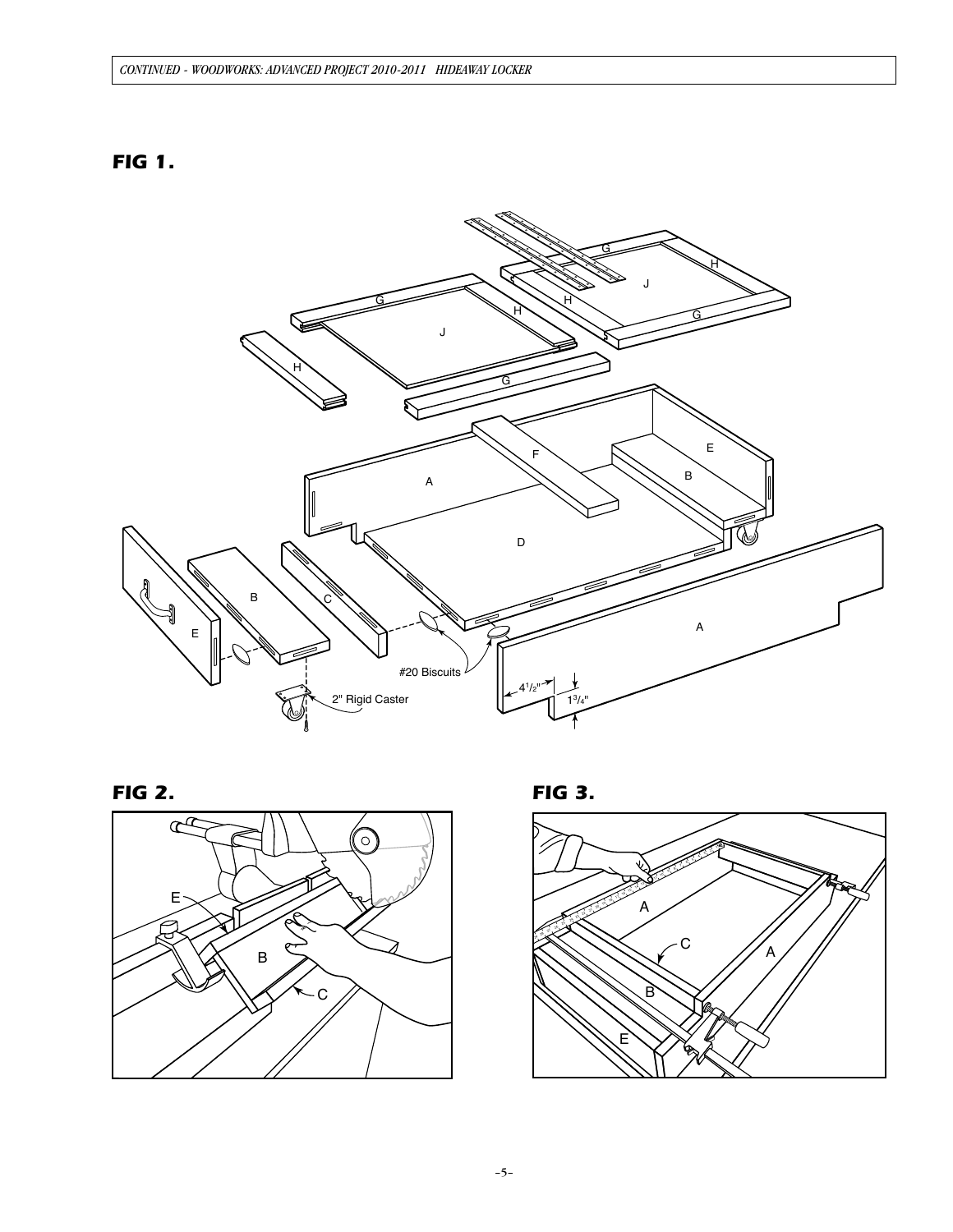## FIG 1.

A
B
C
D
E
F
G
H
J

#20 Biscuits

2" Rigid Caster

$4^1/_2$"

$1^3/_4$"

## FIG 2.

E
B
C

## FIG 3.

A
C
A
B
E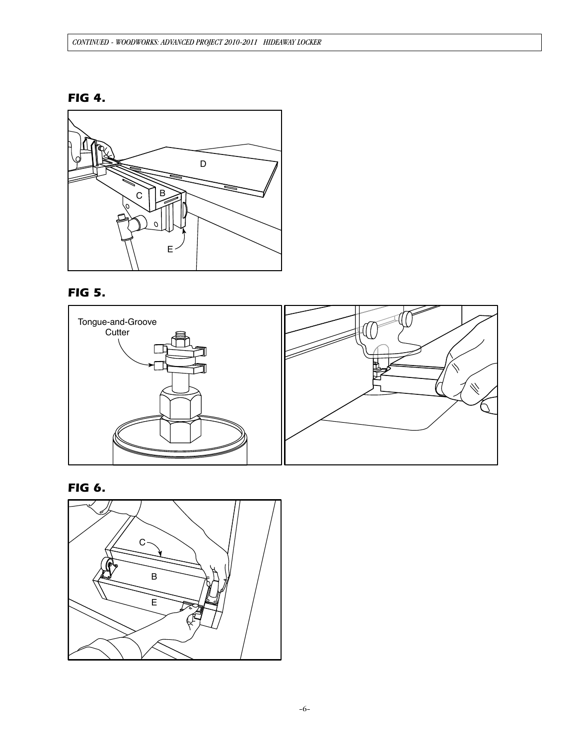## FIG 4.

D

C

B

E

## FIG 5.

Tongue-and-Groove
Cutter

## FIG 6.

C

B

E